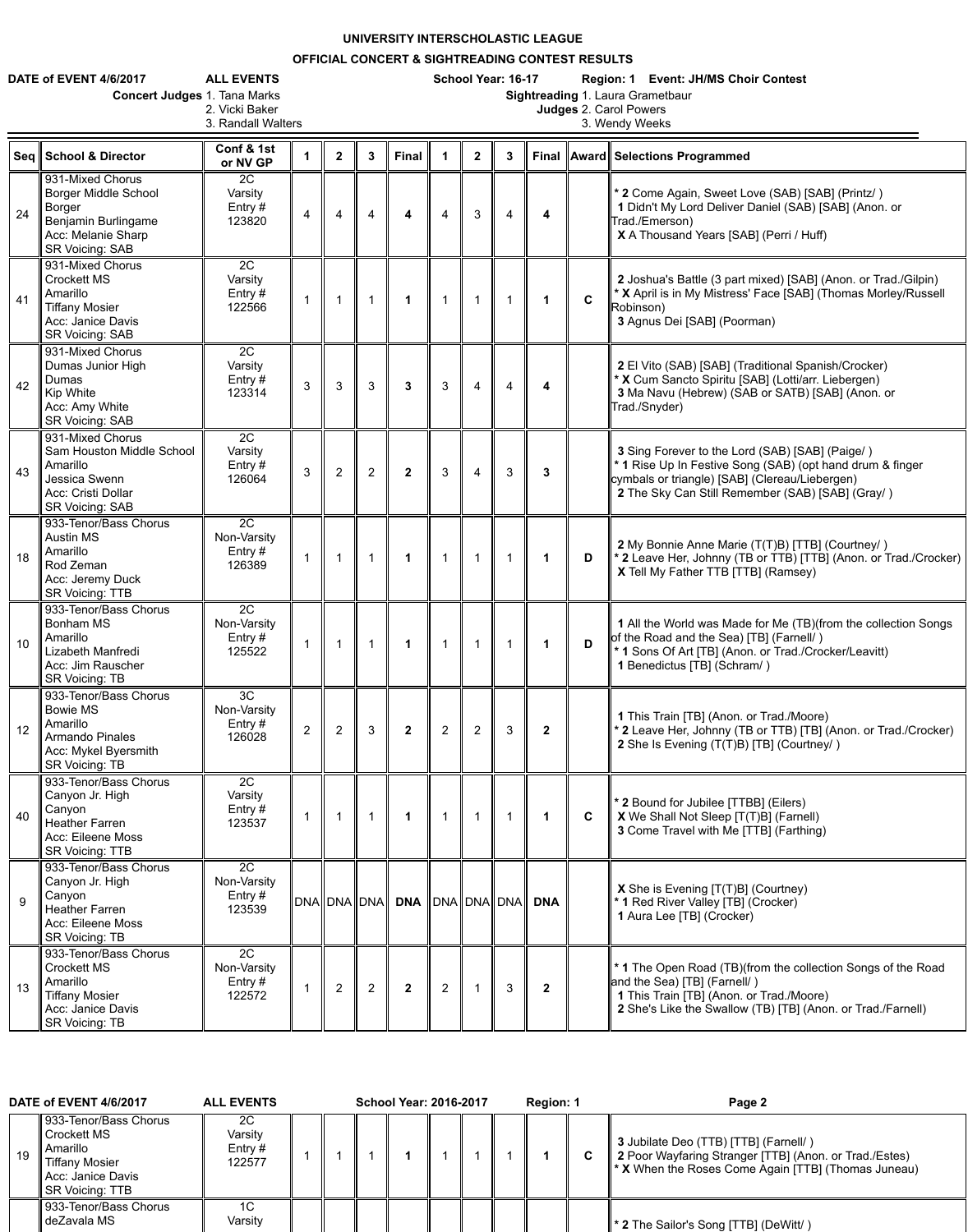# UNIVERSITY INTERSCHOLASTIC LEAGUE

## OFFICIAL CONCERT & SIGHTREADING CONTEST RESULTS

**DATE of EVENT 4/6/2017** **ALL EVENTS** **School Year: 16-17** **Region: 1** **Event: JH/MS Choir Contest**

**Concert Judges** 1. Tana Marks
2. Vicki Baker
3. Randall Walters

**Sightreading Judges** 1. Laura Grametbaur
2. Carol Powers
3. Wendy Weeks

| Seq | School & Director | Conf & 1st or NV GP | 1 | 2 | 3 | Final | 1 | 2 | 3 | Final | Award | Selections Programmed |
|---|---|---|---|---|---|---|---|---|---|---|---|---|
| 24 | 931-Mixed Chorus<br>Borger Middle School<br>Borger<br>Benjamin Burlingame<br>Acc: Melanie Sharp<br>SR Voicing: SAB | 2C<br>Varsity<br>Entry #<br>123820 | 4 | 4 | 4 | **4** | 4 | 3 | 4 | **4** | | * **2** Come Again, Sweet Love (SAB) [SAB] (Printz/ )<br>**1** Didn't My Lord Deliver Daniel (SAB) [SAB] (Anon. or Trad./Emerson)<br>**X** A Thousand Years [SAB] (Perri / Huff) |
| 41 | 931-Mixed Chorus<br>Crockett MS<br>Amarillo<br>Tiffany Mosier<br>Acc: Janice Davis<br>SR Voicing: SAB | 2C<br>Varsity<br>Entry #<br>122566 | 1 | 1 | 1 | **1** | 1 | 1 | 1 | **1** | **C** | **2** Joshua's Battle (3 part mixed) [SAB] (Anon. or Trad./Gilpin)<br>* **X** April is in My Mistress' Face [SAB] (Thomas Morley/Russell Robinson)<br>**3** Agnus Dei [SAB] (Poorman) |
| 42 | 931-Mixed Chorus<br>Dumas Junior High<br>Dumas<br>Kip White<br>Acc: Amy White<br>SR Voicing: SAB | 2C<br>Varsity<br>Entry #<br>123314 | 3 | 3 | 3 | **3** | 3 | 4 | 4 | **4** | | **2** El Vito (SAB) [SAB] (Traditional Spanish/Crocker)<br>* **X** Cum Sancto Spiritu [SAB] (Lotti/arr. Liebergen)<br>**3** Ma Navu (Hebrew) (SAB or SATB) [SAB] (Anon. or Trad./Snyder) |
| 43 | 931-Mixed Chorus<br>Sam Houston Middle School<br>Amarillo<br>Jessica Swenn<br>Acc: Cristi Dollar<br>SR Voicing: SAB | 2C<br>Varsity<br>Entry #<br>126064 | 3 | 2 | 2 | **2** | 3 | 4 | 3 | **3** | | **3** Sing Forever to the Lord (SAB) [SAB] (Paige/ )<br>* **1** Rise Up In Festive Song (SAB) (opt hand drum & finger cymbals or triangle) [SAB] (Clereau/Liebergen)<br>**2** The Sky Can Still Remember (SAB) [SAB] (Gray/ ) |
| 18 | 933-Tenor/Bass Chorus<br>Austin MS<br>Amarillo<br>Rod Zeman<br>Acc: Jeremy Duck<br>SR Voicing: TTB | 2C<br>Non-Varsity<br>Entry #<br>126389 | 1 | 1 | 1 | **1** | 1 | 1 | 1 | **1** | **D** | **2** My Bonnie Anne Marie (T(T)B) [TTB] (Courtney/ )<br>* **2** Leave Her, Johnny (TB or TTB) [TTB] (Anon. or Trad./Crocker)<br>**X** Tell My Father TTB [TTB] (Ramsey) |
| 10 | 933-Tenor/Bass Chorus<br>Bonham MS<br>Amarillo<br>Lizabeth Manfredi<br>Acc: Jim Rauscher<br>SR Voicing: TB | 2C<br>Non-Varsity<br>Entry #<br>125522 | 1 | 1 | 1 | **1** | 1 | 1 | 1 | **1** | **D** | **1** All the World was Made for Me (TB)(from the collection Songs of the Road and the Sea) [TB] (Farnell/ )<br>* **1** Sons Of Art [TB] (Anon. or Trad./Crocker/Leavitt)<br>**1** Benedictus [TB] (Schram/ ) |
| 12 | 933-Tenor/Bass Chorus<br>Bowie MS<br>Amarillo<br>Armando Pinales<br>Acc: Mykel Byersmith<br>SR Voicing: TB | 3C<br>Non-Varsity<br>Entry #<br>126028 | 2 | 2 | 3 | **2** | 2 | 2 | 3 | **2** | | **1** This Train [TB] (Anon. or Trad./Moore)<br>* **2** Leave Her, Johnny (TB or TTB) [TB] (Anon. or Trad./Crocker)<br>**2** She Is Evening (T(T)B) [TB] (Courtney/ ) |
| 40 | 933-Tenor/Bass Chorus<br>Canyon Jr. High<br>Canyon<br>Heather Farren<br>Acc: Eileene Moss<br>SR Voicing: TTB | 2C<br>Varsity<br>Entry #<br>123537 | 1 | 1 | 1 | **1** | 1 | 1 | 1 | **1** | **C** | * **2** Bound for Jubilee [TTBB] (Eilers)<br>**X** We Shall Not Sleep [T(T)B] (Farnell)<br>**3** Come Travel with Me [TTB] (Farthing) |
| 9 | 933-Tenor/Bass Chorus<br>Canyon Jr. High<br>Canyon<br>Heather Farren<br>Acc: Eileene Moss<br>SR Voicing: TB | 2C<br>Non-Varsity<br>Entry #<br>123539 | DNA | DNA | DNA | **DNA** | DNA | DNA | DNA | **DNA** | | **X** She is Evening [T(T)B] (Courtney)<br>* **1** Red River Valley [TB] (Crocker)<br>**1** Aura Lee [TB] (Crocker) |
| 13 | 933-Tenor/Bass Chorus<br>Crockett MS<br>Amarillo<br>Tiffany Mosier<br>Acc: Janice Davis<br>SR Voicing: TB | 2C<br>Non-Varsity<br>Entry #<br>122572 | 1 | 2 | 2 | **2** | 2 | 1 | 3 | **2** | | * **1** The Open Road (TB)(from the collection Songs of the Road and the Sea) [TB] (Farnell/ )<br>**1** This Train [TB] (Anon. or Trad./Moore)<br>**2** She's Like the Swallow (TB) [TB] (Anon. or Trad./Farnell) |
| 19 | 933-Tenor/Bass Chorus<br>Crockett MS<br>Amarillo<br>Tiffany Mosier<br>Acc: Janice Davis<br>SR Voicing: TTB | 2C<br>Varsity<br>Entry #<br>122577 | 1 | 1 | 1 | **1** | 1 | 1 | 1 | **1** | **C** | **3** Jubilate Deo (TTB) [TTB] (Farnell/ )<br>**2** Poor Wayfaring Stranger [TTB] (Anon. or Trad./Estes)<br>* **X** When the Roses Come Again [TTB] (Thomas Juneau) |
| | 933-Tenor/Bass Chorus<br>deZavala MS | 1C<br>Varsity | | | | | | | | | | * **2** The Sailor's Song [TTB] (DeWitt/ ) |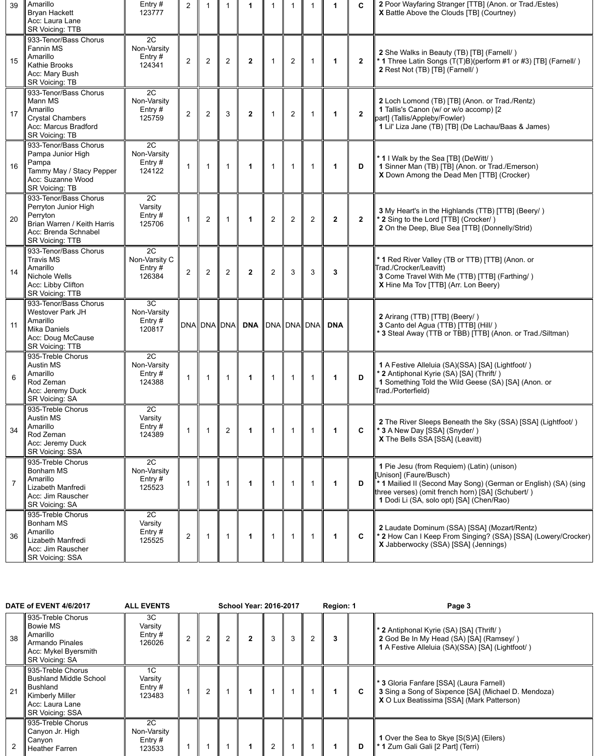| 39 | Amarillo<br>Bryan Hackett<br>Acc: Laura Lane<br>SR Voicing: TTB | Entry #<br>123777 | 2 | 1 | 1 | **1** | 1 | 1 | 1 | **1** | **C** | **2** Poor Wayfaring Stranger [TTB] (Anon. or Trad./Estes)<br>**X** Battle Above the Clouds [TB] (Courtney) |
|---|---|---|---|---|---|---|---|---|---|---|---|---|
| 15 | 933-Tenor/Bass Chorus<br>Fannin MS<br>Amarillo<br>Kathie Brooks<br>Acc: Mary Bush<br>SR Voicing: TB | 2C<br>Non-Varsity<br>Entry #<br>124341 | 2 | 2 | 2 | **2** | 1 | 2 | 1 | **1** | **2** | **2** She Walks in Beauty (TB) [TB] (Farnell/ )<br>* **1** Three Latin Songs (T(T)B)(perform #1 or #3) [TB] (Farnell/ )<br>**2** Rest Not (TB) [TB] (Farnell/ ) |
| 17 | 933-Tenor/Bass Chorus<br>Mann MS<br>Amarillo<br>Crystal Chambers<br>Acc: Marcus Bradford<br>SR Voicing: TB | 2C<br>Non-Varsity<br>Entry #<br>125759 | 2 | 2 | 3 | **2** | 1 | 2 | 1 | **1** | **2** | **2** Loch Lomond (TB) [TB] (Anon. or Trad./Rentz)<br>**1** Tallis's Canon (w/ or w/o accomp) [2 part] (Tallis/Appleby/Fowler)<br>**1** Lil' Liza Jane (TB) [TB] (De Lachau/Baas & James) |
| 16 | 933-Tenor/Bass Chorus<br>Pampa Junior High<br>Pampa<br>Tammy May / Stacy Pepper<br>Acc: Suzanne Wood<br>SR Voicing: TB | 2C<br>Non-Varsity<br>Entry #<br>124122 | 1 | 1 | 1 | **1** | 1 | 1 | 1 | **1** | **D** | * **1** I Walk by the Sea [TB] (DeWitt/ )<br>**1** Sinner Man (TB) [TB] (Anon. or Trad./Emerson)<br>**X** Down Among the Dead Men [TTB] (Crocker) |
| 20 | 933-Tenor/Bass Chorus<br>Perryton Junior High<br>Perryton<br>Brian Warren / Keith Harris<br>Acc: Brenda Schnabel<br>SR Voicing: TTB | 2C<br>Varsity<br>Entry #<br>125706 | 1 | 2 | 1 | **1** | 2 | 2 | 2 | **2** | **2** | **3** My Heart's in the Highlands (TTB) [TTB] (Beery/ )<br>* **2** Sing to the Lord [TTB] (Crocker/ )<br>**2** On the Deep, Blue Sea [TTB] (Donnelly/Strid) |
| 14 | 933-Tenor/Bass Chorus<br>Travis MS<br>Amarillo<br>Nichole Wells<br>Acc: Libby Clifton<br>SR Voicing: TTB | 2C<br>Non-Varsity C<br>Entry #<br>126384 | 2 | 2 | 2 | **2** | 2 | 3 | 3 | **3** | | * **1** Red River Valley (TB or TTB) [TTB] (Anon. or Trad./Crocker/Leavitt)<br>**3** Come Travel With Me (TTB) [TTB] (Farthing/ )<br>**X** Hine Ma Tov [TTB] (Arr. Lon Beery) |
| 11 | 933-Tenor/Bass Chorus<br>Westover Park JH<br>Amarillo<br>Mika Daniels<br>Acc: Doug McCause<br>SR Voicing: TTB | 3C<br>Non-Varsity<br>Entry #<br>120817 | DNA | DNA | DNA | **DNA** | DNA | DNA | DNA | **DNA** | | **2** Arirang (TTB) [TTB] (Beery/ )<br>**3** Canto del Agua (TTB) [TTB] (Hill/ )<br>* **3** Steal Away (TTB or TBB) [TTB] (Anon. or Trad./Siltman) |
| 6 | 935-Treble Chorus<br>Austin MS<br>Amarillo<br>Rod Zeman<br>Acc: Jeremy Duck<br>SR Voicing: SA | 2C<br>Non-Varsity<br>Entry #<br>124388 | 1 | 1 | 1 | **1** | 1 | 1 | 1 | **1** | **D** | **1** A Festive Alleluia (SA)(SSA) [SA] (Lightfoot/ )<br>* **2** Antiphonal Kyrie (SA) [SA] (Thrift/ )<br>**1** Something Told the Wild Geese (SA) [SA] (Anon. or Trad./Porterfield) |
| 34 | 935-Treble Chorus<br>Austin MS<br>Amarillo<br>Rod Zeman<br>Acc: Jeremy Duck<br>SR Voicing: SSA | 2C<br>Varsity<br>Entry #<br>124389 | 1 | 1 | 2 | **1** | 1 | 1 | 1 | **1** | **C** | **2** The River Sleeps Beneath the Sky (SSA) [SSA] (Lightfoot/ )<br>* **3** A New Day [SSA] (Snyder/ )<br>**X** The Bells SSA [SSA] (Leavitt) |
| 7 | 935-Treble Chorus<br>Bonham MS<br>Amarillo<br>Lizabeth Manfredi<br>Acc: Jim Rauscher<br>SR Voicing: SA | 2C<br>Non-Varsity<br>Entry #<br>125523 | 1 | 1 | 1 | **1** | 1 | 1 | 1 | **1** | **D** | **1** Pie Jesu (from Requiem) (Latin) (unison) [Unison] (Faure/Busch)<br>* **1** Mailied II (Second May Song) (German or English) (SA) (sing three verses) (omit french horn) [SA] (Schubert/ )<br>**1** Dodi Li (SA, solo opt) [SA] (Chen/Rao) |
| 36 | 935-Treble Chorus<br>Bonham MS<br>Amarillo<br>Lizabeth Manfredi<br>Acc: Jim Rauscher<br>SR Voicing: SSA | 2C<br>Varsity<br>Entry #<br>125525 | 2 | 1 | 1 | **1** | 1 | 1 | 1 | **1** | **C** | **2** Laudate Dominum (SSA) [SSA] (Mozart/Rentz)<br>* **2** How Can I Keep From Singing? (SSA) [SSA] (Lowery/Crocker)<br>**X** Jabberwocky (SSA) [SSA] (Jennings) |

**DATE of EVENT 4/6/2017** **ALL EVENTS** **School Year: 2016-2017** **Region: 1**

| 38 | 935-Treble Chorus<br>Bowie MS<br>Amarillo<br>Armando Pinales<br>Acc: Mykel Byersmith<br>SR Voicing: SA | 3C<br>Varsity<br>Entry #<br>126026 | 2 | 2 | 2 | **2** | 3 | 3 | 2 | **3** | | * **2** Antiphonal Kyrie (SA) [SA] (Thrift/ )<br>**2** God Be In My Head (SA) [SA] (Ramsey/ )<br>**1** A Festive Alleluia (SA)(SSA) [SA] (Lightfoot/ ) |
|---|---|---|---|---|---|---|---|---|---|---|---|---|
| 21 | 935-Treble Chorus<br>Bushland Middle School<br>Bushland<br>Kimberly Miller<br>Acc: Laura Lane<br>SR Voicing: SSA | 1C<br>Varsity<br>Entry #<br>123483 | 1 | 2 | 1 | **1** | 1 | 1 | 1 | **1** | **C** | * **3** Gloria Fanfare [SSA] (Laura Farnell)<br>**3** Sing a Song of Sixpence [SA] (Michael D. Mendoza)<br>**X** O Lux Beatissima [SSA] (Mark Patterson) |
| 2 | 935-Treble Chorus<br>Canyon Jr. High<br>Canyon<br>Heather Farren | 2C<br>Non-Varsity<br>Entry #<br>123533 | 1 | 1 | 1 | **1** | 2 | 1 | 1 | **1** | **D** | **1** Over the Sea to Skye [S(S)A] (Eilers)<br>* **1** Zum Gali Gali [2 Part] (Terri) |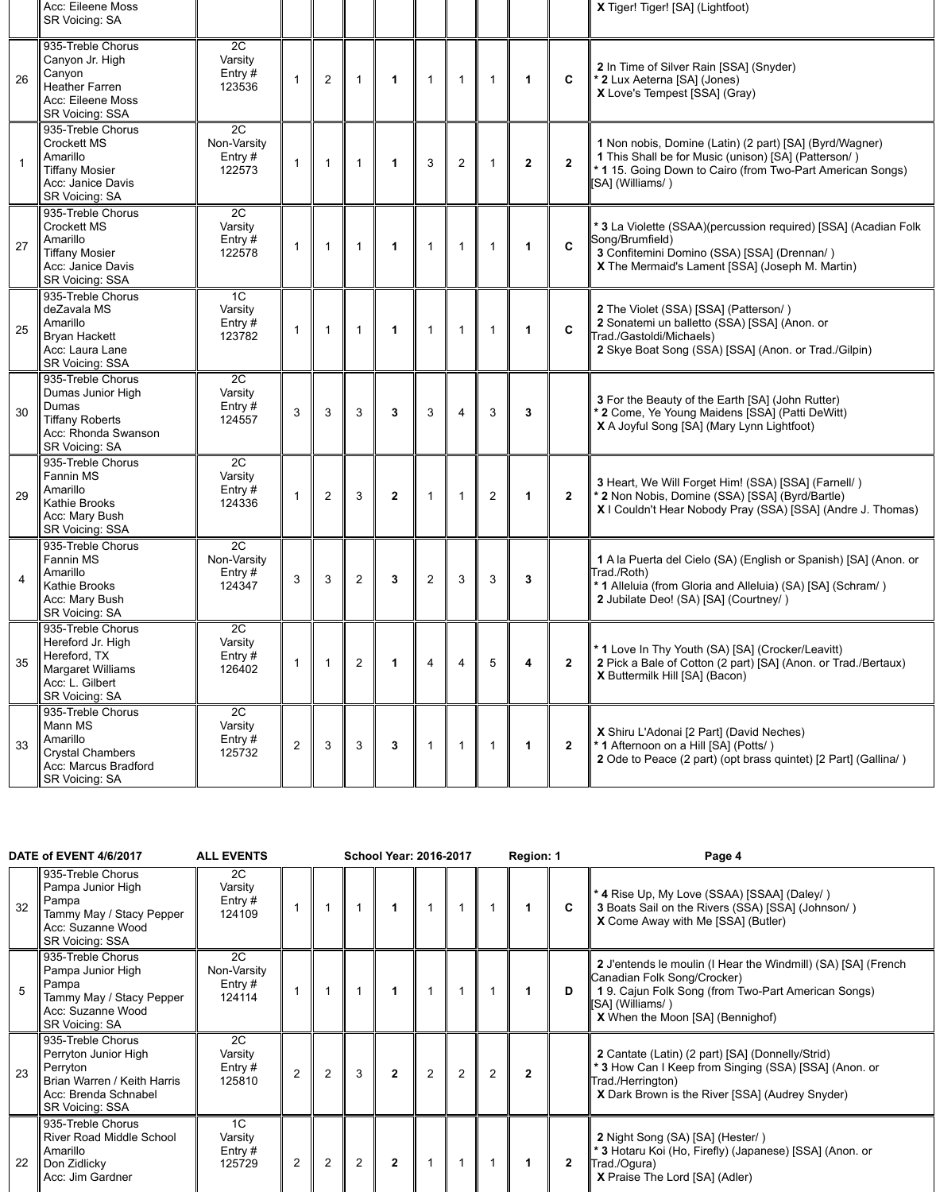| | | | | | | | | | | | | |
|---|---|---|---|---|---|---|---|---|---|---|---|---|
| | Acc: Eileene Moss<br>SR Voicing: SA | | | | | | | | | | | X Tiger! Tiger! [SA] (Lightfoot) |
| 26 | 935-Treble Chorus<br>Canyon Jr. High<br>Canyon<br>Heather Farren<br>Acc: Eileene Moss<br>SR Voicing: SSA | 2C<br>Varsity<br>Entry #<br>123536 | 1 | 2 | 1 | **1** | 1 | 1 | 1 | **1** | **C** | **2** In Time of Silver Rain [SSA] (Snyder)<br>* **2** Lux Aeterna [SA] (Jones)<br>**X** Love's Tempest [SSA] (Gray) |
| 1 | 935-Treble Chorus<br>Crockett MS<br>Amarillo<br>Tiffany Mosier<br>Acc: Janice Davis<br>SR Voicing: SA | 2C<br>Non-Varsity<br>Entry #<br>122573 | 1 | 1 | 1 | **1** | 3 | 2 | 1 | **2** | **2** | **1** Non nobis, Domine (Latin) (2 part) [SA] (Byrd/Wagner)<br>**1** This Shall be for Music (unison) [SA] (Patterson/ )<br>* **1** 15. Going Down to Cairo (from Two-Part American Songs) [SA] (Williams/ ) |
| 27 | 935-Treble Chorus<br>Crockett MS<br>Amarillo<br>Tiffany Mosier<br>Acc: Janice Davis<br>SR Voicing: SSA | 2C<br>Varsity<br>Entry #<br>122578 | 1 | 1 | 1 | **1** | 1 | 1 | 1 | **1** | **C** | * **3** La Violette (SSAA)(percussion required) [SSA] (Acadian Folk Song/Brumfield)<br>**3** Confitemini Domino (SSA) [SSA] (Drennan/ )<br>**X** The Mermaid's Lament [SSA] (Joseph M. Martin) |
| 25 | 935-Treble Chorus<br>deZavala MS<br>Amarillo<br>Bryan Hackett<br>Acc: Laura Lane<br>SR Voicing: SSA | 1C<br>Varsity<br>Entry #<br>123782 | 1 | 1 | 1 | **1** | 1 | 1 | 1 | **1** | **C** | **2** The Violet (SSA) [SSA] (Patterson/ )<br>**2** Sonatemi un balletto (SSA) [SSA] (Anon. or Trad./Gastoldi/Michaels)<br>**2** Skye Boat Song (SSA) [SSA] (Anon. or Trad./Gilpin) |
| 30 | 935-Treble Chorus<br>Dumas Junior High<br>Dumas<br>Tiffany Roberts<br>Acc: Rhonda Swanson<br>SR Voicing: SA | 2C<br>Varsity<br>Entry #<br>124557 | 3 | 3 | 3 | **3** | 3 | 4 | 3 | **3** | | **3** For the Beauty of the Earth [SA] (John Rutter)<br>* **2** Come, Ye Young Maidens [SSA] (Patti DeWitt)<br>**X** A Joyful Song [SA] (Mary Lynn Lightfoot) |
| 29 | 935-Treble Chorus<br>Fannin MS<br>Amarillo<br>Kathie Brooks<br>Acc: Mary Bush<br>SR Voicing: SSA | 2C<br>Varsity<br>Entry #<br>124336 | 1 | 2 | 3 | **2** | 1 | 1 | 2 | **1** | **2** | **3** Heart, We Will Forget Him! (SSA) [SSA] (Farnell/ )<br>* **2** Non Nobis, Domine (SSA) [SSA] (Byrd/Bartle)<br>**X** I Couldn't Hear Nobody Pray (SSA) [SSA] (Andre J. Thomas) |
| 4 | 935-Treble Chorus<br>Fannin MS<br>Amarillo<br>Kathie Brooks<br>Acc: Mary Bush<br>SR Voicing: SA | 2C<br>Non-Varsity<br>Entry #<br>124347 | 3 | 3 | 2 | **3** | 2 | 3 | 3 | **3** | | **1** A la Puerta del Cielo (SA) (English or Spanish) [SA] (Anon. or Trad./Roth)<br>* **1** Alleluia (from Gloria and Alleluia) (SA) [SA] (Schram/ )<br>**2** Jubilate Deo! (SA) [SA] (Courtney/ ) |
| 35 | 935-Treble Chorus<br>Hereford Jr. High<br>Hereford, TX<br>Margaret Williams<br>Acc: L. Gilbert<br>SR Voicing: SA | 2C<br>Varsity<br>Entry #<br>126402 | 1 | 1 | 2 | **1** | 4 | 4 | 5 | **4** | **2** | * **1** Love In Thy Youth (SA) [SA] (Crocker/Leavitt)<br>**2** Pick a Bale of Cotton (2 part) [SA] (Anon. or Trad./Bertaux)<br>**X** Buttermilk Hill [SA] (Bacon) |
| 33 | 935-Treble Chorus<br>Mann MS<br>Amarillo<br>Crystal Chambers<br>Acc: Marcus Bradford<br>SR Voicing: SA | 2C<br>Varsity<br>Entry #<br>125732 | 2 | 3 | 3 | **3** | 1 | 1 | 1 | **1** | **2** | **X** Shiru L'Adonai [2 Part] (David Neches)<br>* **1** Afternoon on a Hill [SA] (Potts/ )<br>**2** Ode to Peace (2 part) (opt brass quintet) [2 Part] (Gallina/ ) |

**DATE of EVENT 4/6/2017** **ALL EVENTS** **School Year: 2016-2017** **Region: 1**

| | | | | | | | | | | | | |
|---|---|---|---|---|---|---|---|---|---|---|---|---|
| 32 | 935-Treble Chorus<br>Pampa Junior High<br>Pampa<br>Tammy May / Stacy Pepper<br>Acc: Suzanne Wood<br>SR Voicing: SSA | 2C<br>Varsity<br>Entry #<br>124109 | 1 | 1 | 1 | **1** | 1 | 1 | 1 | **1** | **C** | * **4** Rise Up, My Love (SSAA) [SSAA] (Daley/ )<br>**3** Boats Sail on the Rivers (SSA) [SSA] (Johnson/ )<br>**X** Come Away with Me [SSA] (Butler) |
| 5 | 935-Treble Chorus<br>Pampa Junior High<br>Pampa<br>Tammy May / Stacy Pepper<br>Acc: Suzanne Wood<br>SR Voicing: SA | 2C<br>Non-Varsity<br>Entry #<br>124114 | 1 | 1 | 1 | **1** | 1 | 1 | 1 | **1** | **D** | **2** J'entends le moulin (I Hear the Windmill) (SA) [SA] (French Canadian Folk Song/Crocker)<br>**1** 9. Cajun Folk Song (from Two-Part American Songs) [SA] (Williams/ )<br>**X** When the Moon [SA] (Bennighof) |
| 23 | 935-Treble Chorus<br>Perryton Junior High<br>Perryton<br>Brian Warren / Keith Harris<br>Acc: Brenda Schnabel<br>SR Voicing: SSA | 2C<br>Varsity<br>Entry #<br>125810 | 2 | 2 | 3 | **2** | 2 | 2 | 2 | **2** | | **2** Cantate (Latin) (2 part) [SA] (Donnelly/Strid)<br>* **3** How Can I Keep from Singing (SSA) [SSA] (Anon. or Trad./Herrington)<br>**X** Dark Brown is the River [SSA] (Audrey Snyder) |
| 22 | 935-Treble Chorus<br>River Road Middle School<br>Amarillo<br>Don Zidlicky<br>Acc: Jim Gardner | 1C<br>Varsity<br>Entry #<br>125729 | 2 | 2 | 2 | **2** | 1 | 1 | 1 | **1** | **2** | **2** Night Song (SA) [SA] (Hester/ )<br>* **3** Hotaru Koi (Ho, Firefly) (Japanese) [SSA] (Anon. or Trad./Ogura)<br>**X** Praise The Lord [SA] (Adler) |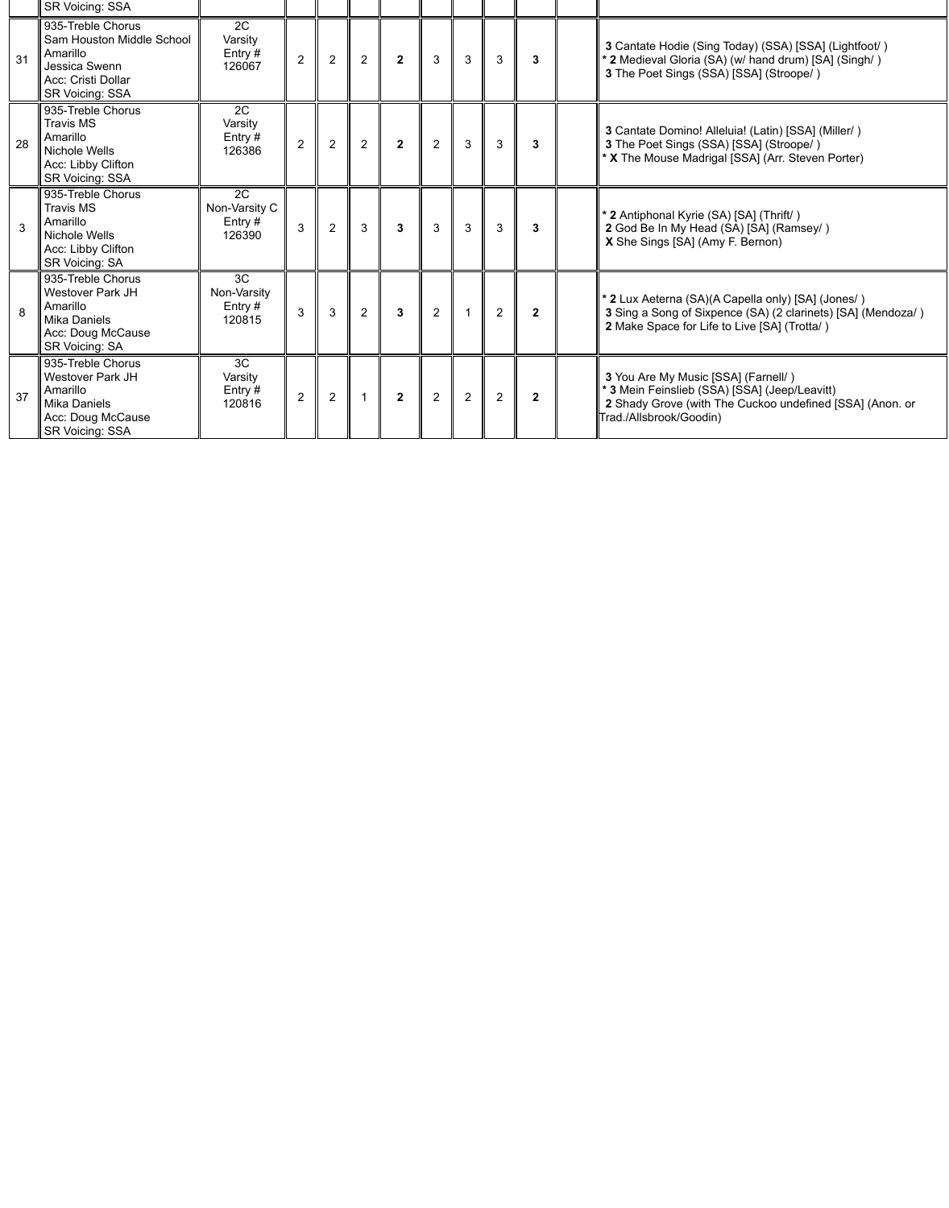| | | | | | | | | | | | | |
|---|---|---|---|---|---|---|---|---|---|---|---|---|
| | SR Voicing: SSA | | | | | | | | | | | |
| 31 | 935-Treble Chorus<br>Sam Houston Middle School<br>Amarillo<br>Jessica Swenn<br>Acc: Cristi Dollar<br>SR Voicing: SSA | 2C<br>Varsity<br>Entry #<br>126067 | 2 | 2 | 2 | **2** | 3 | 3 | 3 | **3** | | **3** Cantate Hodie (Sing Today) (SSA) [SSA] (Lightfoot/ )<br>* **2** Medieval Gloria (SA) (w/ hand drum) [SA] (Singh/ )<br>**3** The Poet Sings (SSA) [SSA] (Stroope/ ) |
| 28 | 935-Treble Chorus<br>Travis MS<br>Amarillo<br>Nichole Wells<br>Acc: Libby Clifton<br>SR Voicing: SSA | 2C<br>Varsity<br>Entry #<br>126386 | 2 | 2 | 2 | **2** | 2 | 3 | 3 | **3** | | **3** Cantate Domino! Alleluia! (Latin) [SSA] (Miller/ )<br>**3** The Poet Sings (SSA) [SSA] (Stroope/ )<br>* **X** The Mouse Madrigal [SSA] (Arr. Steven Porter) |
| 3 | 935-Treble Chorus<br>Travis MS<br>Amarillo<br>Nichole Wells<br>Acc: Libby Clifton<br>SR Voicing: SA | 2C<br>Non-Varsity C<br>Entry #<br>126390 | 3 | 2 | 3 | **3** | 3 | 3 | 3 | **3** | | * **2** Antiphonal Kyrie (SA) [SA] (Thrift/ )<br>**2** God Be In My Head (SA) [SA] (Ramsey/ )<br>**X** She Sings [SA] (Amy F. Bernon) |
| 8 | 935-Treble Chorus<br>Westover Park JH<br>Amarillo<br>Mika Daniels<br>Acc: Doug McCause<br>SR Voicing: SA | 3C<br>Non-Varsity<br>Entry #<br>120815 | 3 | 3 | 2 | **3** | 2 | 1 | 2 | **2** | | * **2** Lux Aeterna (SA)(A Capella only) [SA] (Jones/ )<br>**3** Sing a Song of Sixpence (SA) (2 clarinets) [SA] (Mendoza/ )<br>**2** Make Space for Life to Live [SA] (Trotta/ ) |
| 37 | 935-Treble Chorus<br>Westover Park JH<br>Amarillo<br>Mika Daniels<br>Acc: Doug McCause<br>SR Voicing: SSA | 3C<br>Varsity<br>Entry #<br>120816 | 2 | 2 | 1 | **2** | 2 | 2 | 2 | **2** | | **3** You Are My Music [SSA] (Farnell/ )<br>* **3** Mein Feinslieb (SSA) [SSA] (Jeep/Leavitt)<br>**2** Shady Grove (with The Cuckoo undefined [SSA] (Anon. or Trad./Allsbrook/Goodin) |